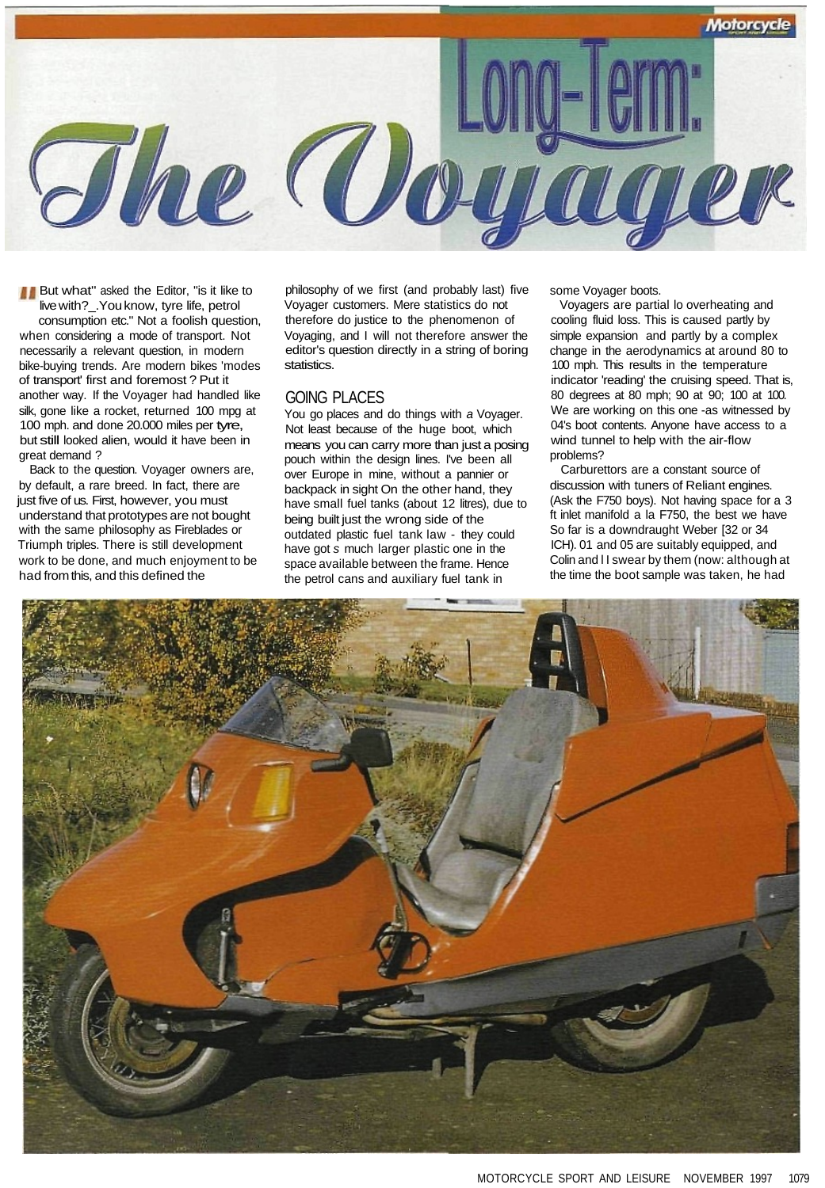# Long-Term: The Voyager

But what" asked the Editor, "is it like to live with?_.You know, tyre life, petrol consumption etc." Not a foolish question, when considering a mode of transport. Not necessarily a relevant question, in modern bike-buying trends. Are modern bikes 'modes of transport' first and foremost ? Put it another way. If the Voyager had handled like silk, gone like a rocket, returned 100 mpg at 100 mph. and done 20.000 miles per tyre, but still looked alien, would it have been in great demand ?

Back to the question. Voyager owners are, by default, a rare breed. In fact, there are just five of us. First, however, you must understand that prototypes are not bought with the same philosophy as Fireblades or Triumph triples. There is still development work to be done, and much enjoyment to be had from this, and this defined the philosophy of we first (and probably last) five Voyager customers. Mere statistics do not therefore do justice to the phenomenon of Voyaging, and I will not therefore answer the editor's question directly in a string of boring statistics.

## GOING PLACES

You go places and do things with *a* Voyager. Not least because of the huge boot, which means you can carry more than just a posing pouch within the design lines. I've been all over Europe in mine, without a pannier or backpack in sight On the other hand, they have small fuel tanks (about 12 litres), due to being built just the wrong side of the outdated plastic fuel tank law - they could have got *s* much larger plastic one in the space available between the frame. Hence the petrol cans and auxiliary fuel tank in some Voyager boots.

Voyagers are partial lo overheating and cooling fluid loss. This is caused partly by simple expansion and partly by a complex change in the aerodynamics at around 80 to 100 mph. This results in the temperature indicator 'reading' the cruising speed. That is, 80 degrees at 80 mph; 90 at 90; 100 at 100. We are working on this one -as witnessed by 04's boot contents. Anyone have access to a wind tunnel to help with the air-flow problems?

Carburettors are a constant source of discussion with tuners of Reliant engines. (Ask the F750 boys). Not having space for a 3 ft inlet manifold a la F750, the best we have So far is a downdraught Weber [32 or 34 ICH). 01 and 05 are suitably equipped, and Colin and I I swear by them (now: although at the time the boot sample was taken, he had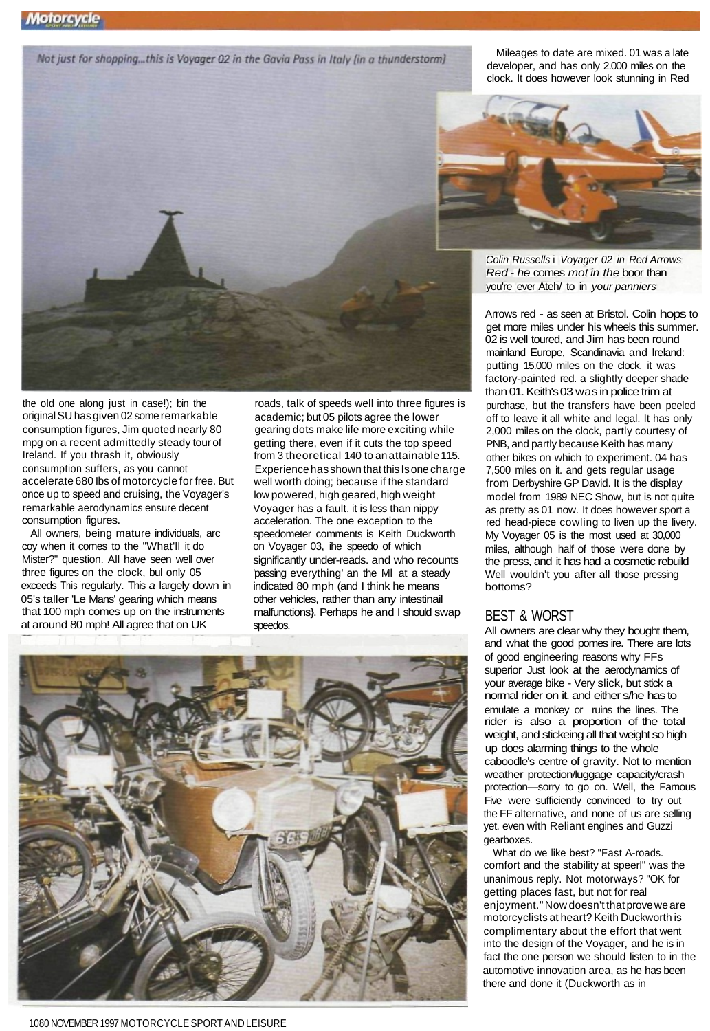*Not just for shopping...this is Voyager 02 in the Gavia Pass in Italy (in a thunderstorm)*

the old one along just in case!); bin the original SU has given 02 some remarkable consumption figures, Jim quoted nearly 80 mpg on a recent admittedly steady tour of Ireland. If you thrash it, obviously consumption suffers, as you cannot accelerate 680 lbs of motorcycle for free. But once up to speed and cruising, the Voyager's remarkable aerodynamics ensure decent consumption figures.

All owners, being mature individuals, arc coy when it comes to the "What'll it do Mister?" question. All have seen well over three figures on the clock, bul only 05 exceeds This regularly. This a largely down in 05's taller 'Le Mans' gearing which means that 100 mph comes up on the instruments at around 80 mph! All agree that on UK roads, talk of speeds well into three figures is academic; but 05 pilots agree the lower gearing dots make life more exciting while getting there, even if it cuts the top speed from 3 theoretical 140 to an attainable 115. Experience has shown that this Is one charge well worth doing; because if the standard low powered, high geared, high weight Voyager has a fault, it is less than nippy acceleration. The one exception to the speedometer comments is Keith Duckworth on Voyager 03, ihe speedo of which significantly under-reads. and who recounts 'passing everything' an the Ml at a steady indicated 80 mph (and I think he means other vehicles, rather than any intestinail malfunctions}. Perhaps he and I should swap speedos.

Mileages to date are mixed. 01 was a late developer, and has only 2.000 miles on the clock. It does however look stunning in Red

*Colin Russells i Voyager 02 in Red Arrows Red - he comes mot in the* boor than you're ever Ateh/ to in *your panniers*

Arrows red - as seen at Bristol. Colin hops to get more miles under his wheels this summer. 02 is well toured, and Jim has been round mainland Europe, Scandinavia and Ireland: putting 15.000 miles on the clock, it was factory-painted red. a slightly deeper shade than 01. Keith's 03 was in police trim at purchase, but the transfers have been peeled off to leave it all white and legal. It has only 2,000 miles on the clock, partly courtesy of PNB, and partly because Keith has many other bikes on which to experiment. 04 has 7,500 miles on it. and gets regular usage from Derbyshire GP David. It is the display model from 1989 NEC Show, but is not quite as pretty as 01 now. It does however sport a red head-piece cowling to liven up the livery. My Voyager 05 is the most used at 30,000 miles, although half of those were done by the press, and it has had a cosmetic rebuild Well wouldn't you after all those pressing bottoms?

## BEST & WORST

All owners are clear why they bought them, and what the good pomes ire. There are lots of good engineering reasons why FFs superior Just look at the aerodynamics of your average bike - Very slick, but stick a normal rider on it. and either s/he has to emulate a monkey or ruins the lines. The rider is also a proportion of the total weight, and stickeing all that weight so high up does alarming things to the whole caboodle's centre of gravity. Not to mention weather protection/luggage capacity/crash protection—sorry to go on. Well, the Famous Five were sufficiently convinced to try out the FF alternative, and none of us are selling yet. even with Reliant engines and Guzzi gearboxes.

What do we like best? "Fast A-roads. comfort and the stability at speerl" was the unanimous reply. Not motorways? "OK for getting places fast, but not for real enjoyment." Now doesn't that prove we are motorcyclists at heart? Keith Duckworth is complimentary about the effort that went into the design of the Voyager, and he is in fact the one person we should listen to in the automotive innovation area, as he has been there and done it (Duckworth as in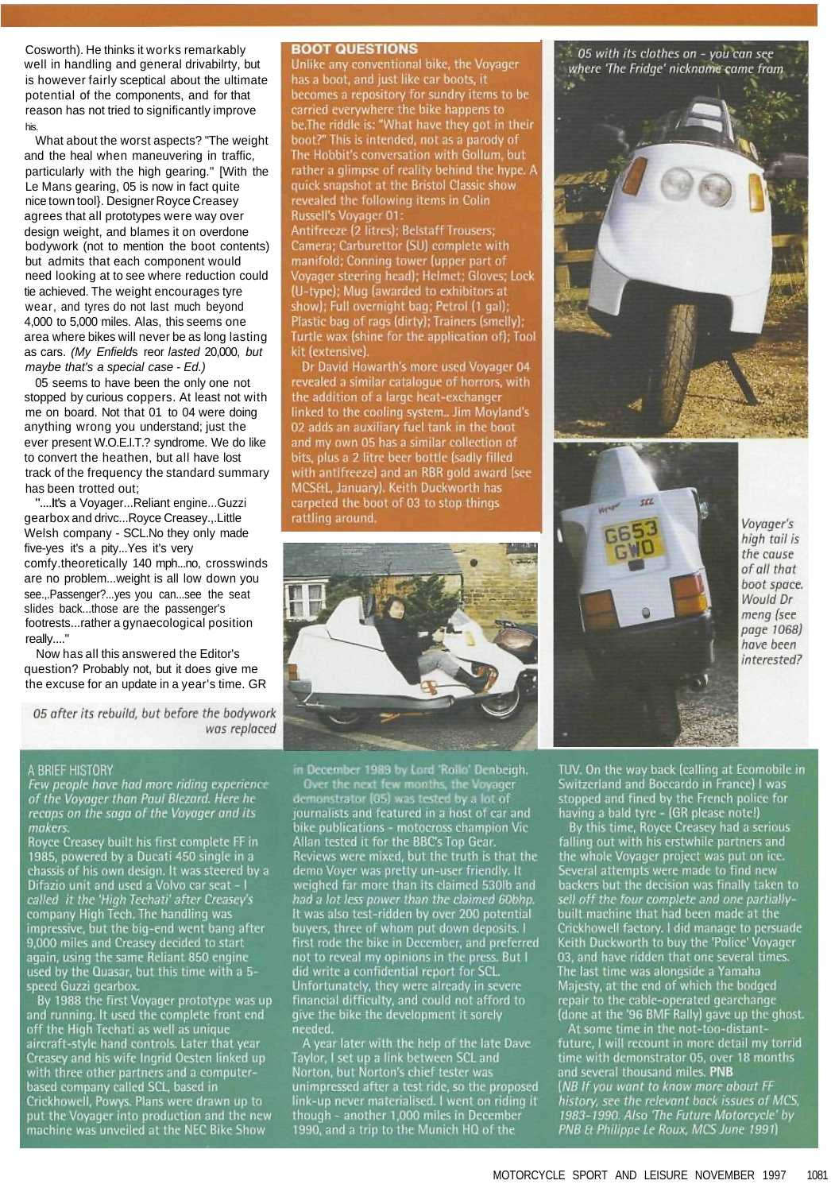Cosworth). He thinks it works remarkably well in handling and general drivabilrty, but is however fairly sceptical about the ultimate potential of the components, and for that reason has not tried to significantly improve his.

What about the worst aspects? "The weight and the heal when maneuvering in traffic, particularly with the high gearing." [With the Le Mans gearing, 05 is now in fact quite nice town tool}. Designer Royce Creasey agrees that all prototypes were way over design weight, and blames it on overdone bodywork (not to mention the boot contents) but admits that each component would need looking at to see where reduction could tie achieved. The weight encourages tyre wear, and tyres do not last much beyond 4,000 to 5,000 miles. Alas, this seems one area where bikes will never be as long lasting as cars. *(My Enfields reor lasted 20,000, but maybe that's a special case - Ed.)*

05 seems to have been the only one not stopped by curious coppers. At least not with me on board. Not that 01 to 04 were doing anything wrong you understand; just the ever present W.O.E.I.T.? syndrome. We do like to convert the heathen, but all have lost track of the frequency the standard summary has been trotted out;

"....It's a Voyager...Reliant engine...Guzzi gearbox and drivc...Royce Creasey...Little Welsh company - SCL.No they only made five-yes it's a pity...Yes it's very comfy.theoretically 140 mph...no, crosswinds are no problem...weight is all low down you see.,.Passenger?...yes you can...see the seat slides back...those are the passenger's footrests...rather a gynaecological position really...."

Now has all this answered the Editor's question? Probably not, but it does give me the excuse for an update in a year's time. GR

*05 after its rebuild, but before the bodywork was replaced*

## BOOT QUESTIONS

Unlike any conventional bike, the Voyager has a boot, and just like car boots, it becomes a repository for sundry items to be carried everywhere the bike happens to be.The riddle is: "What have they got in their boot?" This is intended, not as a parody of The Hobbit's conversation with Gollum, but rather a glimpse of reality behind the hype. A quick snapshot at the Bristol Classic show revealed the following items in Colin Russell's Voyager 01:

Antifreeze (2 litres); Belstaff Trousers; Camera; Carburettor (SU) complete with manifold; Conning tower (upper part of Voyager steering head); Helmet; Gloves; Lock (U-type); Mug (awarded to exhibitors at show); Full overnight bag; Petrol (1 gal); Plastic bag of rags (dirty); Trainers (smelly); Turtle wax (shine for the application of); Tool kit (extensive).

Dr David Howarth's more used Voyager 04 revealed a similar catalogue of horrors, with the addition of a large heat-exchanger linked to the cooling system.. Jim Moyland's 02 adds an auxiliary fuel tank in the boot and my own 05 has a similar collection of bits, plus a 2 litre beer bottle (sadly filled with antifreeze) and an RBR gold award (see MCS&L, January). Keith Duckworth has carpeted the boot of 03 to stop things rattling around.

*05 with its clothes on - you can see where 'The Fridge' nickname came from*

*Voyager's high tail is the cause of all that boot space. Would Dr meng (see page 1068) have been interested?*

## A BRIEF HISTORY

*Few people have had more riding experience of the Voyager than Paul Blezard. Here he recaps on the saga of the Voyager and its makers.*

Royce Creasey built his first complete FF in 1985, powered by a Ducati 450 single in a chassis of his own design. It was steered by a Difazio unit and used a Volvo car seat - I *called it the 'High Techati' after Creasey's* company High Tech. The handling was impressive, but the big-end went bang after 9,000 miles and Creasey decided to start again, using the same Reliant 850 engine used by the Quasar, but this time with a 5-speed Guzzi gearbox.

By 1988 the first Voyager prototype was up and running. It used the complete front end off the High Techati as well as unique aircraft-style hand controls. Later that year Creasey and his wife Ingrid Oesten linked up with three other partners and a computer-based company called SCL, based in Crickhowell, Powys. Plans were drawn up to put the Voyager into production and the new machine was unveiled at the NEC Bike Show in December 1989 by Lord 'Rollo' Denbeigh.

Over the next few months, the Voyager demonstrator (05) was tested by a lot of journalists and featured in a host of car and bike publications - motocross champion Vic Allan tested it for the BBC's Top Gear. Reviews were mixed, but the truth is that the demo Voyer was pretty un-user friendly. It weighed far more than its claimed 530lb and *had a lot less power than the claimed 60bhp.* It was also test-ridden by over 200 potential buyers, three of whom put down deposits. I first rode the bike in December, and preferred not to reveal my opinions in the press. But I did write a confidential report for SCL. Unfortunately, they were already in severe financial difficulty, and could not afford to give the bike the development it sorely needed.

A year later with the help of the late Dave Taylor, I set up a link between SCL and Norton, but Norton's chief tester was unimpressed after a test ride, so the proposed link-up never materialised. I went on riding it though - another 1,000 miles in December 1990, and a trip to the Munich HQ of the TUV. On the way back (calling at Ecomobile in Switzerland and Boccardo in France) I was stopped and fined by the French police for having a bald tyre - (GR please note!)

By this time, Royce Creasey had a serious falling out with his erstwhile partners and the whole Voyager project was put on ice. Several attempts were made to find new backers but the decision was finally taken to *sell off the four complete and one partially-*built machine that had been made at the Crickhowell factory. I did manage to persuade Keith Duckworth to buy the 'Police' Voyager 03, and have ridden that one several times. The last time was alongside a Yamaha Majesty, at the end of which the bodged repair to the cable-operated gearchange (done at the '96 BMF Rally) gave up the ghost.

At some time in the not-too-distant-future, I will recount in more detail my torrid time with demonstrator 05, over 18 months and several thousand miles. **PNB**

*(NB If you want to know more about FF history, see the relevant back issues of MCS, 1983-1990. Also 'The Future Motorcycle' by PNB & Philippe Le Roux, MCS June 1991)*